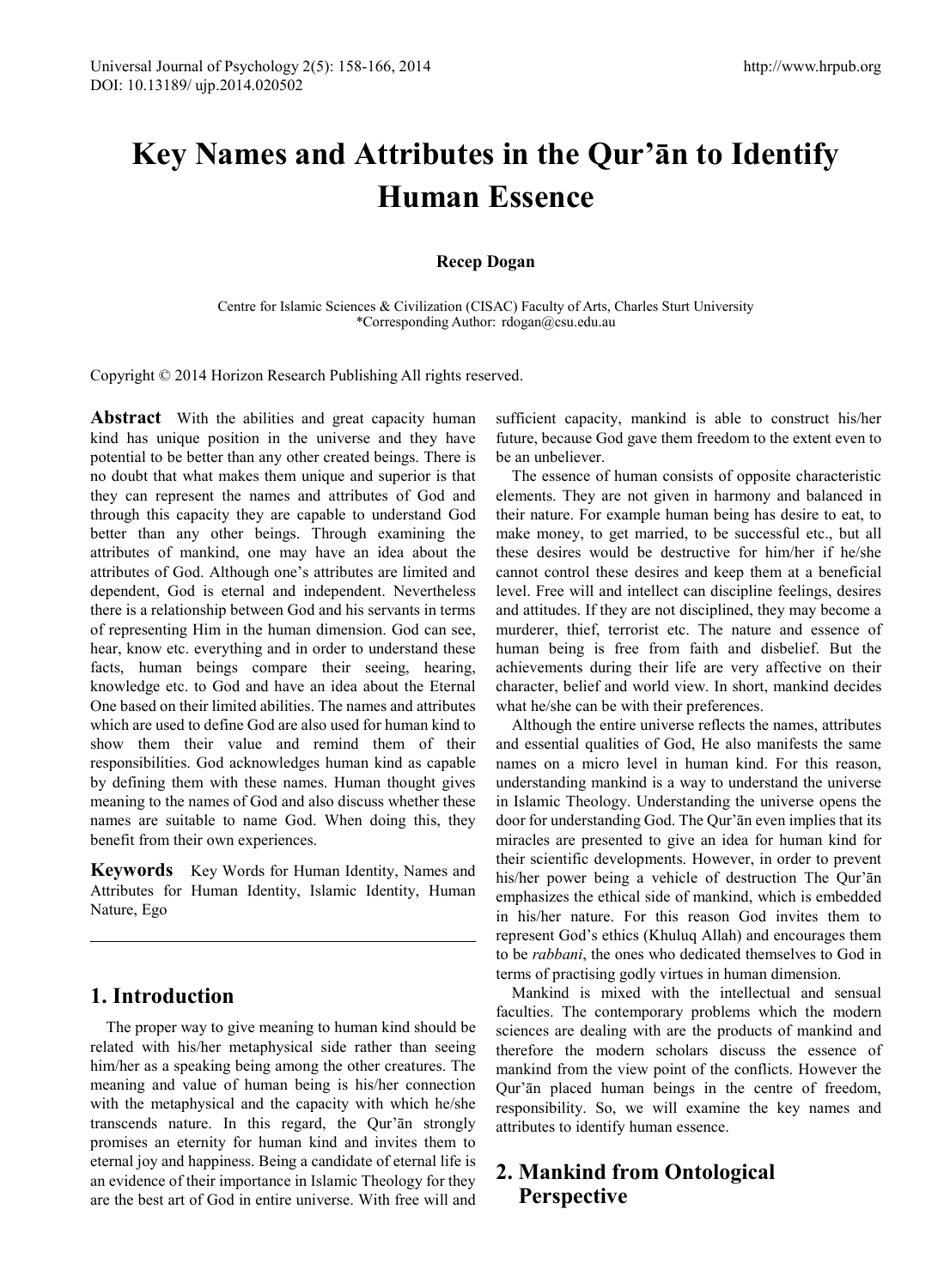# Key Names and Attributes in the Qur'ān to Identify Human Essence

**Recep Dogan**

Centre for Islamic Sciences & Civilization (CISAC) Faculty of Arts, Charles Sturt University
*Corresponding Author: rdogan@csu.edu.au

Copyright © 2014 Horizon Research Publishing All rights reserved.

**Abstract** With the abilities and great capacity human kind has unique position in the universe and they have potential to be better than any other created beings. There is no doubt that what makes them unique and superior is that they can represent the names and attributes of God and through this capacity they are capable to understand God better than any other beings. Through examining the attributes of mankind, one may have an idea about the attributes of God. Although one's attributes are limited and dependent, God is eternal and independent. Nevertheless there is a relationship between God and his servants in terms of representing Him in the human dimension. God can see, hear, know etc. everything and in order to understand these facts, human beings compare their seeing, hearing, knowledge etc. to God and have an idea about the Eternal One based on their limited abilities. The names and attributes which are used to define God are also used for human kind to show them their value and remind them of their responsibilities. God acknowledges human kind as capable by defining them with these names. Human thought gives meaning to the names of God and also discuss whether these names are suitable to name God. When doing this, they benefit from their own experiences.

**Keywords** Key Words for Human Identity, Names and Attributes for Human Identity, Islamic Identity, Human Nature, Ego

## 1. Introduction

The proper way to give meaning to human kind should be related with his/her metaphysical side rather than seeing him/her as a speaking being among the other creatures. The meaning and value of human being is his/her connection with the metaphysical and the capacity with which he/she transcends nature. In this regard, the Qur'ān strongly promises an eternity for human kind and invites them to eternal joy and happiness. Being a candidate of eternal life is an evidence of their importance in Islamic Theology for they are the best art of God in entire universe. With free will and sufficient capacity, mankind is able to construct his/her future, because God gave them freedom to the extent even to be an unbeliever.

The essence of human consists of opposite characteristic elements. They are not given in harmony and balanced in their nature. For example human being has desire to eat, to make money, to get married, to be successful etc., but all these desires would be destructive for him/her if he/she cannot control these desires and keep them at a beneficial level. Free will and intellect can discipline feelings, desires and attitudes. If they are not disciplined, they may become a murderer, thief, terrorist etc. The nature and essence of human being is free from faith and disbelief. But the achievements during their life are very affective on their character, belief and world view. In short, mankind decides what he/she can be with their preferences.

Although the entire universe reflects the names, attributes and essential qualities of God, He also manifests the same names on a micro level in human kind. For this reason, understanding mankind is a way to understand the universe in Islamic Theology. Understanding the universe opens the door for understanding God. The Qur'ān even implies that its miracles are presented to give an idea for human kind for their scientific developments. However, in order to prevent his/her power being a vehicle of destruction The Qur'ān emphasizes the ethical side of mankind, which is embedded in his/her nature. For this reason God invites them to represent God's ethics (Khuluq Allah) and encourages them to be *rabbani*, the ones who dedicated themselves to God in terms of practising godly virtues in human dimension.

Mankind is mixed with the intellectual and sensual faculties. The contemporary problems which the modern sciences are dealing with are the products of mankind and therefore the modern scholars discuss the essence of mankind from the view point of the conflicts. However the Qur'ān placed human beings in the centre of freedom, responsibility. So, we will examine the key names and attributes to identify human essence.

## 2. Mankind from Ontological Perspective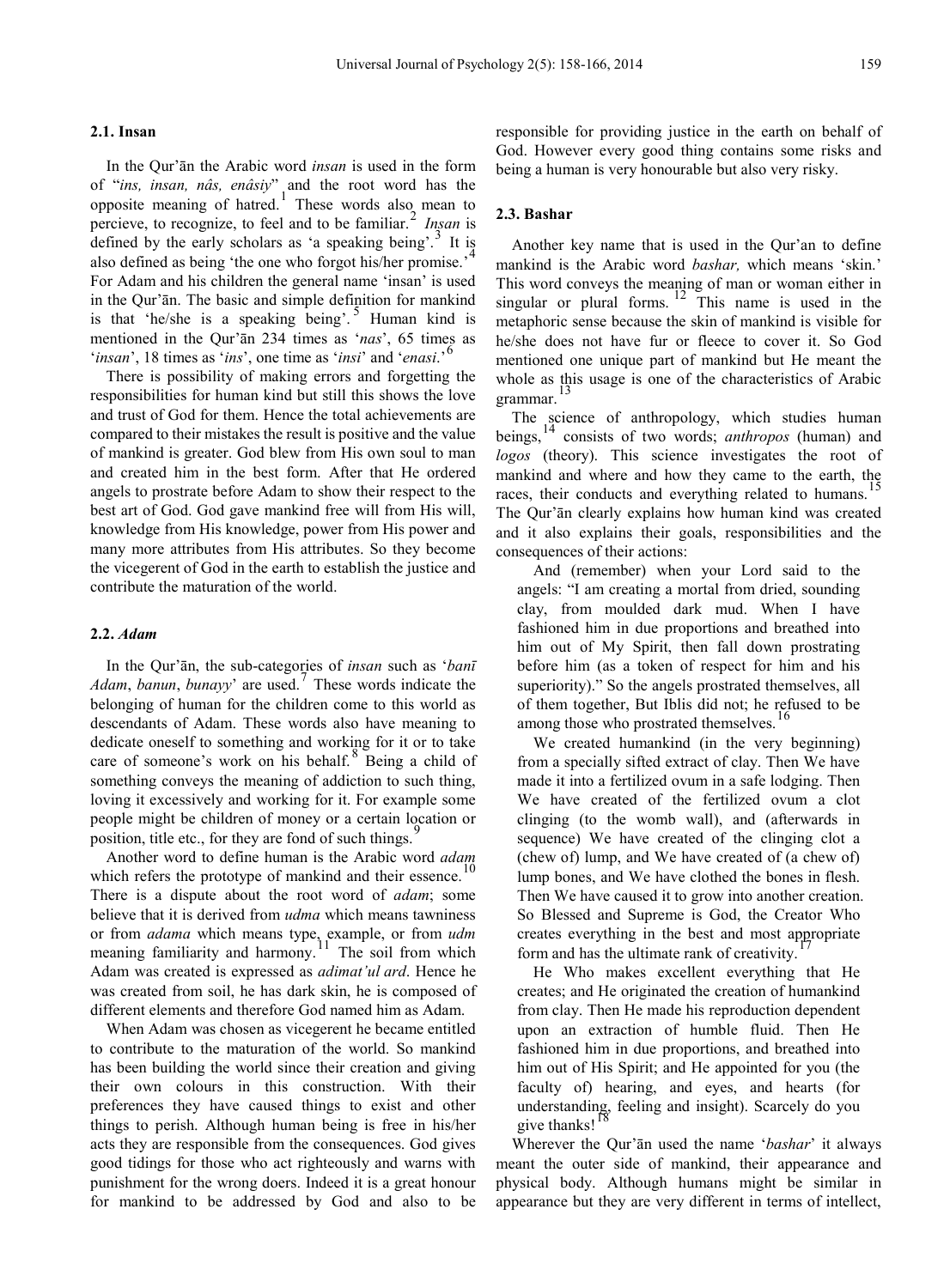### 2.1. Insan

In the Qur'ān the Arabic word *insan* is used in the form of "*ins, insan, nâs, enâsiy*" and the root word has the opposite meaning of hatred.[1] These words also mean to percieve, to recognize, to feel and to be familiar.[2] *Insan* is defined by the early scholars as 'a speaking being'.[3] It is also defined as being 'the one who forgot his/her promise.'[4] For Adam and his children the general name 'insan' is used in the Qur'ān. The basic and simple definition for mankind is that 'he/she is a speaking being'.[5] Human kind is mentioned in the Qur'ān 234 times as '*nas*', 65 times as '*insan*', 18 times as '*ins*', one time as '*insi*' and '*enasi*.'[6]

There is possibility of making errors and forgetting the responsibilities for human kind but still this shows the love and trust of God for them. Hence the total achievements are compared to their mistakes the result is positive and the value of mankind is greater. God blew from His own soul to man and created him in the best form. After that He ordered angels to prostrate before Adam to show their respect to the best art of God. God gave mankind free will from His will, knowledge from His knowledge, power from His power and many more attributes from His attributes. So they become the vicegerent of God in the earth to establish the justice and contribute the maturation of the world.

### 2.2. *Adam*

In the Qur'ān, the sub-categories of *insan* such as '*banī Adam*, *banun*, *bunayy*' are used.[7] These words indicate the belonging of human for the children come to this world as descendants of Adam. These words also have meaning to dedicate oneself to something and working for it or to take care of someone's work on his behalf.[8] Being a child of something conveys the meaning of addiction to such thing, loving it excessively and working for it. For example some people might be children of money or a certain location or position, title etc., for they are fond of such things.[9]

Another word to define human is the Arabic word *adam* which refers the prototype of mankind and their essence.[10] There is a dispute about the root word of *adam*; some believe that it is derived from *udma* which means tawniness or from *adama* which means type, example, or from *udm* meaning familiarity and harmony.[11] The soil from which Adam was created is expressed as *adimat'ul ard*. Hence he was created from soil, he has dark skin, he is composed of different elements and therefore God named him as Adam.

When Adam was chosen as vicegerent he became entitled to contribute to the maturation of the world. So mankind has been building the world since their creation and giving their own colours in this construction. With their preferences they have caused things to exist and other things to perish. Although human being is free in his/her acts they are responsible from the consequences. God gives good tidings for those who act righteously and warns with punishment for the wrong doers. Indeed it is a great honour for mankind to be addressed by God and also to be responsible for providing justice in the earth on behalf of God. However every good thing contains some risks and being a human is very honourable but also very risky.

### 2.3. Bashar

Another key name that is used in the Qur'an to define mankind is the Arabic word *bashar,* which means 'skin.' This word conveys the meaning of man or woman either in singular or plural forms.[12] This name is used in the metaphoric sense because the skin of mankind is visible for he/she does not have fur or fleece to cover it. So God mentioned one unique part of mankind but He meant the whole as this usage is one of the characteristics of Arabic grammar.[13]

The science of anthropology, which studies human beings,[14] consists of two words; *anthropos* (human) and *logos* (theory). This science investigates the root of mankind and where and how they came to the earth, the races, their conducts and everything related to humans.[15] The Qur'ān clearly explains how human kind was created and it also explains their goals, responsibilities and the consequences of their actions:

> And (remember) when your Lord said to the angels: "I am creating a mortal from dried, sounding clay, from moulded dark mud. When I have fashioned him in due proportions and breathed into him out of My Spirit, then fall down prostrating before him (as a token of respect for him and his superiority)." So the angels prostrated themselves, all of them together, But Iblis did not; he refused to be among those who prostrated themselves.[16]
>
> We created humankind (in the very beginning) from a specially sifted extract of clay. Then We have made it into a fertilized ovum in a safe lodging. Then We have created of the fertilized ovum a clot clinging (to the womb wall), and (afterwards in sequence) We have created of the clinging clot a (chew of) lump, and We have created of (a chew of) lump bones, and We have clothed the bones in flesh. Then We have caused it to grow into another creation. So Blessed and Supreme is God, the Creator Who creates everything in the best and most appropriate form and has the ultimate rank of creativity.[17]
>
> He Who makes excellent everything that He creates; and He originated the creation of humankind from clay. Then He made his reproduction dependent upon an extraction of humble fluid. Then He fashioned him in due proportions, and breathed into him out of His Spirit; and He appointed for you (the faculty of) hearing, and eyes, and hearts (for understanding, feeling and insight). Scarcely do you give thanks![18]

Wherever the Qur'ān used the name '*bashar*' it always meant the outer side of mankind, their appearance and physical body. Although humans might be similar in appearance but they are very different in terms of intellect,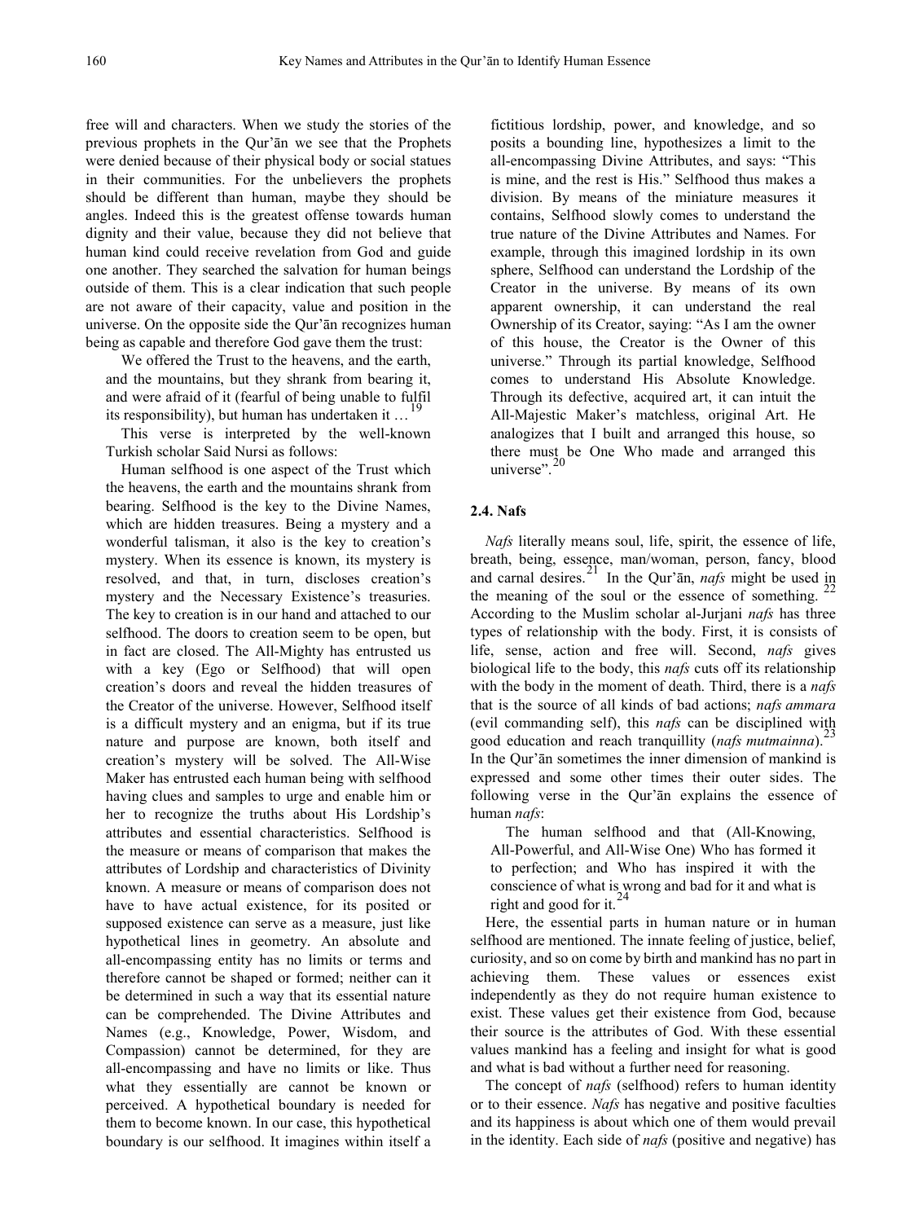free will and characters. When we study the stories of the previous prophets in the Qur'ān we see that the Prophets were denied because of their physical body or social statues in their communities. For the unbelievers the prophets should be different than human, maybe they should be angles. Indeed this is the greatest offense towards human dignity and their value, because they did not believe that human kind could receive revelation from God and guide one another. They searched the salvation for human beings outside of them. This is a clear indication that such people are not aware of their capacity, value and position in the universe. On the opposite side the Qur'ān recognizes human being as capable and therefore God gave them the trust:

> We offered the Trust to the heavens, and the earth, and the mountains, but they shrank from bearing it, and were afraid of it (fearful of being unable to fulfil its responsibility), but human has undertaken it …[19]

This verse is interpreted by the well-known Turkish scholar Said Nursi as follows:

> Human selfhood is one aspect of the Trust which the heavens, the earth and the mountains shrank from bearing. Selfhood is the key to the Divine Names, which are hidden treasures. Being a mystery and a wonderful talisman, it also is the key to creation's mystery. When its essence is known, its mystery is resolved, and that, in turn, discloses creation's mystery and the Necessary Existence's treasuries. The key to creation is in our hand and attached to our selfhood. The doors to creation seem to be open, but in fact are closed. The All-Mighty has entrusted us with a key (Ego or Selfhood) that will open creation's doors and reveal the hidden treasures of the Creator of the universe. However, Selfhood itself is a difficult mystery and an enigma, but if its true nature and purpose are known, both itself and creation's mystery will be solved. The All-Wise Maker has entrusted each human being with selfhood having clues and samples to urge and enable him or her to recognize the truths about His Lordship's attributes and essential characteristics. Selfhood is the measure or means of comparison that makes the attributes of Lordship and characteristics of Divinity known. A measure or means of comparison does not have to have actual existence, for its posited or supposed existence can serve as a measure, just like hypothetical lines in geometry. An absolute and all-encompassing entity has no limits or terms and therefore cannot be shaped or formed; neither can it be determined in such a way that its essential nature can be comprehended. The Divine Attributes and Names (e.g., Knowledge, Power, Wisdom, and Compassion) cannot be determined, for they are all-encompassing and have no limits or like. Thus what they essentially are cannot be known or perceived. A hypothetical boundary is needed for them to become known. In our case, this hypothetical boundary is our selfhood. It imagines within itself a fictitious lordship, power, and knowledge, and so posits a bounding line, hypothesizes a limit to the all-encompassing Divine Attributes, and says: "This is mine, and the rest is His." Selfhood thus makes a division. By means of the miniature measures it contains, Selfhood slowly comes to understand the true nature of the Divine Attributes and Names. For example, through this imagined lordship in its own sphere, Selfhood can understand the Lordship of the Creator in the universe. By means of its own apparent ownership, it can understand the real Ownership of its Creator, saying: "As I am the owner of this house, the Creator is the Owner of this universe." Through its partial knowledge, Selfhood comes to understand His Absolute Knowledge. Through its defective, acquired art, it can intuit the All-Majestic Maker's matchless, original Art. He analogizes that I built and arranged this house, so there must be One Who made and arranged this universe".[20]

### 2.4. Nafs

*Nafs* literally means soul, life, spirit, the essence of life, breath, being, essence, man/woman, person, fancy, blood and carnal desires.[21] In the Qur'ān, *nafs* might be used in the meaning of the soul or the essence of something. [22] According to the Muslim scholar al-Jurjani *nafs* has three types of relationship with the body. First, it is consists of life, sense, action and free will. Second, *nafs* gives biological life to the body, this *nafs* cuts off its relationship with the body in the moment of death. Third, there is a *nafs* that is the source of all kinds of bad actions; *nafs ammara* (evil commanding self), this *nafs* can be disciplined with good education and reach tranquillity (*nafs mutmainna*).[23] In the Qur'ān sometimes the inner dimension of mankind is expressed and some other times their outer sides. The following verse in the Qur'ān explains the essence of human *nafs*:

> The human selfhood and that (All-Knowing, All-Powerful, and All-Wise One) Who has formed it to perfection; and Who has inspired it with the conscience of what is wrong and bad for it and what is right and good for it.[24]

Here, the essential parts in human nature or in human selfhood are mentioned. The innate feeling of justice, belief, curiosity, and so on come by birth and mankind has no part in achieving them. These values or essences exist independently as they do not require human existence to exist. These values get their existence from God, because their source is the attributes of God. With these essential values mankind has a feeling and insight for what is good and what is bad without a further need for reasoning.

The concept of *nafs* (selfhood) refers to human identity or to their essence. *Nafs* has negative and positive faculties and its happiness is about which one of them would prevail in the identity. Each side of *nafs* (positive and negative) has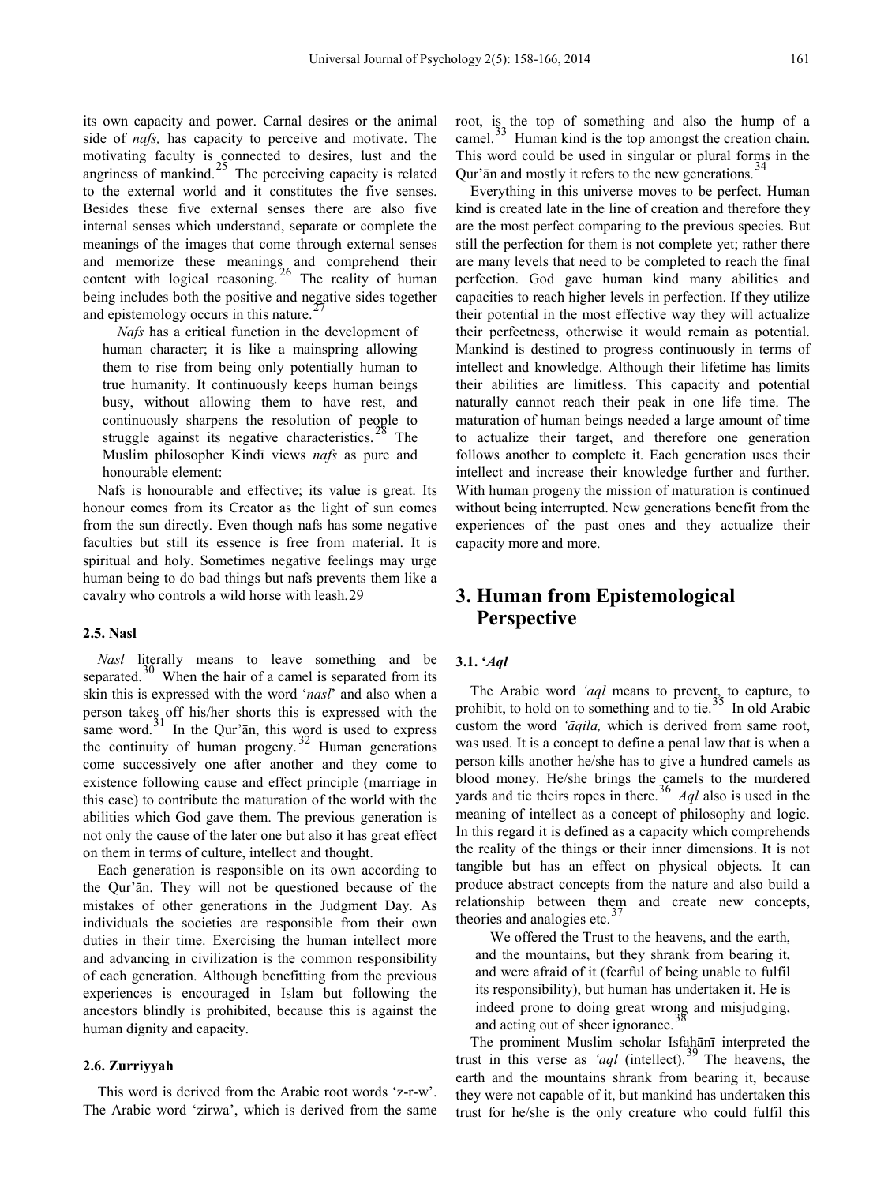its own capacity and power. Carnal desires or the animal side of *nafs,* has capacity to perceive and motivate. The motivating faculty is connected to desires, lust and the angriness of mankind.[25] The perceiving capacity is related to the external world and it constitutes the five senses. Besides these five external senses there are also five internal senses which understand, separate or complete the meanings of the images that come through external senses and memorize these meanings and comprehend their content with logical reasoning.[26] The reality of human being includes both the positive and negative sides together and epistemology occurs in this nature.[27]

> *Nafs* has a critical function in the development of human character; it is like a mainspring allowing them to rise from being only potentially human to true humanity. It continuously keeps human beings busy, without allowing them to have rest, and continuously sharpens the resolution of people to struggle against its negative characteristics.[28] The Muslim philosopher Kindī views *nafs* as pure and honourable element:

Nafs is honourable and effective; its value is great. Its honour comes from its Creator as the light of sun comes from the sun directly. Even though nafs has some negative faculties but still its essence is free from material. It is spiritual and holy. Sometimes negative feelings may urge human being to do bad things but nafs prevents them like a cavalry who controls a wild horse with leash.29

### 2.5. Nasl

*Nasl* literally means to leave something and be separated.[30] When the hair of a camel is separated from its skin this is expressed with the word '*nasl*' and also when a person takes off his/her shorts this is expressed with the same word.[31] In the Qur'ān, this word is used to express the continuity of human progeny.[32] Human generations come successively one after another and they come to existence following cause and effect principle (marriage in this case) to contribute the maturation of the world with the abilities which God gave them. The previous generation is not only the cause of the later one but also it has great effect on them in terms of culture, intellect and thought.

Each generation is responsible on its own according to the Qur'ān. They will not be questioned because of the mistakes of other generations in the Judgment Day. As individuals the societies are responsible from their own duties in their time. Exercising the human intellect more and advancing in civilization is the common responsibility of each generation. Although benefitting from the previous experiences is encouraged in Islam but following the ancestors blindly is prohibited, because this is against the human dignity and capacity.

### 2.6. Zurriyyah

This word is derived from the Arabic root words 'z-r-w'. The Arabic word 'zirwa', which is derived from the same root, is the top of something and also the hump of a camel.[33] Human kind is the top amongst the creation chain. This word could be used in singular or plural forms in the Qur'ān and mostly it refers to the new generations.[34]

Everything in this universe moves to be perfect. Human kind is created late in the line of creation and therefore they are the most perfect comparing to the previous species. But still the perfection for them is not complete yet; rather there are many levels that need to be completed to reach the final perfection. God gave human kind many abilities and capacities to reach higher levels in perfection. If they utilize their potential in the most effective way they will actualize their perfectness, otherwise it would remain as potential. Mankind is destined to progress continuously in terms of intellect and knowledge. Although their lifetime has limits their abilities are limitless. This capacity and potential naturally cannot reach their peak in one life time. The maturation of human beings needed a large amount of time to actualize their target, and therefore one generation follows another to complete it. Each generation uses their intellect and increase their knowledge further and further. With human progeny the mission of maturation is continued without being interrupted. New generations benefit from the experiences of the past ones and they actualize their capacity more and more.

## 3. Human from Epistemological Perspective

### 3.1. '*Aql*

The Arabic word *'aql* means to prevent, to capture, to prohibit, to hold on to something and to tie.[35] In old Arabic custom the word *'āqila,* which is derived from same root, was used. It is a concept to define a penal law that is when a person kills another he/she has to give a hundred camels as blood money. He/she brings the camels to the murdered yards and tie theirs ropes in there.[36] *Aql* also is used in the meaning of intellect as a concept of philosophy and logic. In this regard it is defined as a capacity which comprehends the reality of the things or their inner dimensions. It is not tangible but has an effect on physical objects. It can produce abstract concepts from the nature and also build a relationship between them and create new concepts, theories and analogies etc.[37]

> We offered the Trust to the heavens, and the earth, and the mountains, but they shrank from bearing it, and were afraid of it (fearful of being unable to fulfil its responsibility), but human has undertaken it. He is indeed prone to doing great wrong and misjudging, and acting out of sheer ignorance.[38]

The prominent Muslim scholar Isfahānī interpreted the trust in this verse as *'aql* (intellect).[39] The heavens, the earth and the mountains shrank from bearing it, because they were not capable of it, but mankind has undertaken this trust for he/she is the only creature who could fulfil this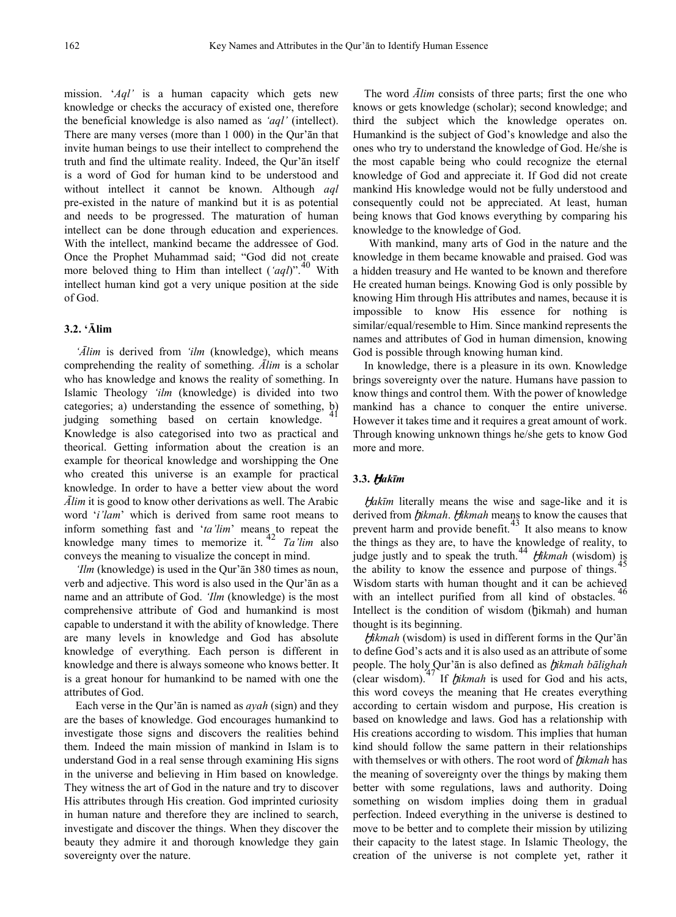mission. '*Aql'* is a human capacity which gets new knowledge or checks the accuracy of existed one, therefore the beneficial knowledge is also named as *'aql'* (intellect). There are many verses (more than 1 000) in the Qur'ān that invite human beings to use their intellect to comprehend the truth and find the ultimate reality. Indeed, the Qur'ān itself is a word of God for human kind to be understood and without intellect it cannot be known. Although *aql* pre-existed in the nature of mankind but it is as potential and needs to be progressed. The maturation of human intellect can be done through education and experiences. With the intellect, mankind became the addressee of God. Once the Prophet Muhammad said; "God did not create more beloved thing to Him than intellect (*'aql*)".[40] With intellect human kind got a very unique position at the side of God.

### 3.2. 'Ālim

*'Ālim* is derived from *'ilm* (knowledge), which means comprehending the reality of something. *Ālim* is a scholar who has knowledge and knows the reality of something. In Islamic Theology *'ilm* (knowledge) is divided into two categories; a) understanding the essence of something, b) judging something based on certain knowledge.[41] Knowledge is also categorised into two as practical and theorical. Getting information about the creation is an example for theorical knowledge and worshipping the One who created this universe is an example for practical knowledge. In order to have a better view about the word *Ālim* it is good to know other derivations as well. The Arabic word '*i'lam*' which is derived from same root means to inform something fast and '*ta'lim*' means to repeat the knowledge many times to memorize it.[42] *Ta'lim* also conveys the meaning to visualize the concept in mind.

*'Ilm* (knowledge) is used in the Qur'ān 380 times as noun, verb and adjective. This word is also used in the Qur'ān as a name and an attribute of God. *'Ilm* (knowledge) is the most comprehensive attribute of God and humankind is most capable to understand it with the ability of knowledge. There are many levels in knowledge and God has absolute knowledge of everything. Each person is different in knowledge and there is always someone who knows better. It is a great honour for humankind to be named with one the attributes of God.

Each verse in the Qur'ān is named as *ayah* (sign) and they are the bases of knowledge. God encourages humankind to investigate those signs and discovers the realities behind them. Indeed the main mission of mankind in Islam is to understand God in a real sense through examining His signs in the universe and believing in Him based on knowledge. They witness the art of God in the nature and try to discover His attributes through His creation. God imprinted curiosity in human nature and therefore they are inclined to search, investigate and discover the things. When they discover the beauty they admire it and thorough knowledge they gain sovereignty over the nature.

The word *Ālim* consists of three parts; first the one who knows or gets knowledge (scholar); second knowledge; and third the subject which the knowledge operates on. Humankind is the subject of God's knowledge and also the ones who try to understand the knowledge of God. He/she is the most capable being who could recognize the eternal knowledge of God and appreciate it. If God did not create mankind His knowledge would not be fully understood and consequently could not be appreciated. At least, human being knows that God knows everything by comparing his knowledge to the knowledge of God.

With mankind, many arts of God in the nature and the knowledge in them became knowable and praised. God was a hidden treasury and He wanted to be known and therefore He created human beings. Knowing God is only possible by knowing Him through His attributes and names, because it is impossible to know His essence for nothing is similar/equal/resemble to Him. Since mankind represents the names and attributes of God in human dimension, knowing God is possible through knowing human kind.

In knowledege, there is a pleasure in its own. Knowledge brings sovereignty over the nature. Humans have passion to know things and control them. With the power of knowledge mankind has a chance to conquer the entire universe. However it takes time and it requires a great amount of work. Through knowing unknown things he/she gets to know God more and more.

### 3.3. *Ḥakīm*

*Ḥakīm* literally means the wise and sage-like and it is derived from *ḥikmah*. *Ḥikmah* means to know the causes that prevent harm and provide benefit.[43] It also means to know the things as they are, to have the knowledge of reality, to judge justly and to speak the truth.[44] *Ḥikmah* (wisdom) is the ability to know the essence and purpose of things.[45] Wisdom starts with human thought and it can be achieved with an intellect purified from all kind of obstacles.[46] Intellect is the condition of wisdom (ḥikmah) and human thought is its beginning.

*Ḥikmah* (wisdom) is used in different forms in the Qur'ān to define God's acts and it is also used as an attribute of some people. The holy Qur'ān is also defined as *ḥikmah bālighah* (clear wisdom).[47] If *ḥikmah* is used for God and his acts, this word coveys the meaning that He creates everything according to certain wisdom and purpose, His creation is based on knowledge and laws. God has a relationship with His creations according to wisdom. This implies that human kind should follow the same pattern in their relationships with themselves or with others. The root word of *ḥikmah* has the meaning of sovereignty over the things by making them better with some regulations, laws and authority. Doing something on wisdom implies doing them in gradual perfection. Indeed everything in the universe is destined to move to be better and to complete their mission by utilizing their capacity to the latest stage. In Islamic Theology, the creation of the universe is not complete yet, rather it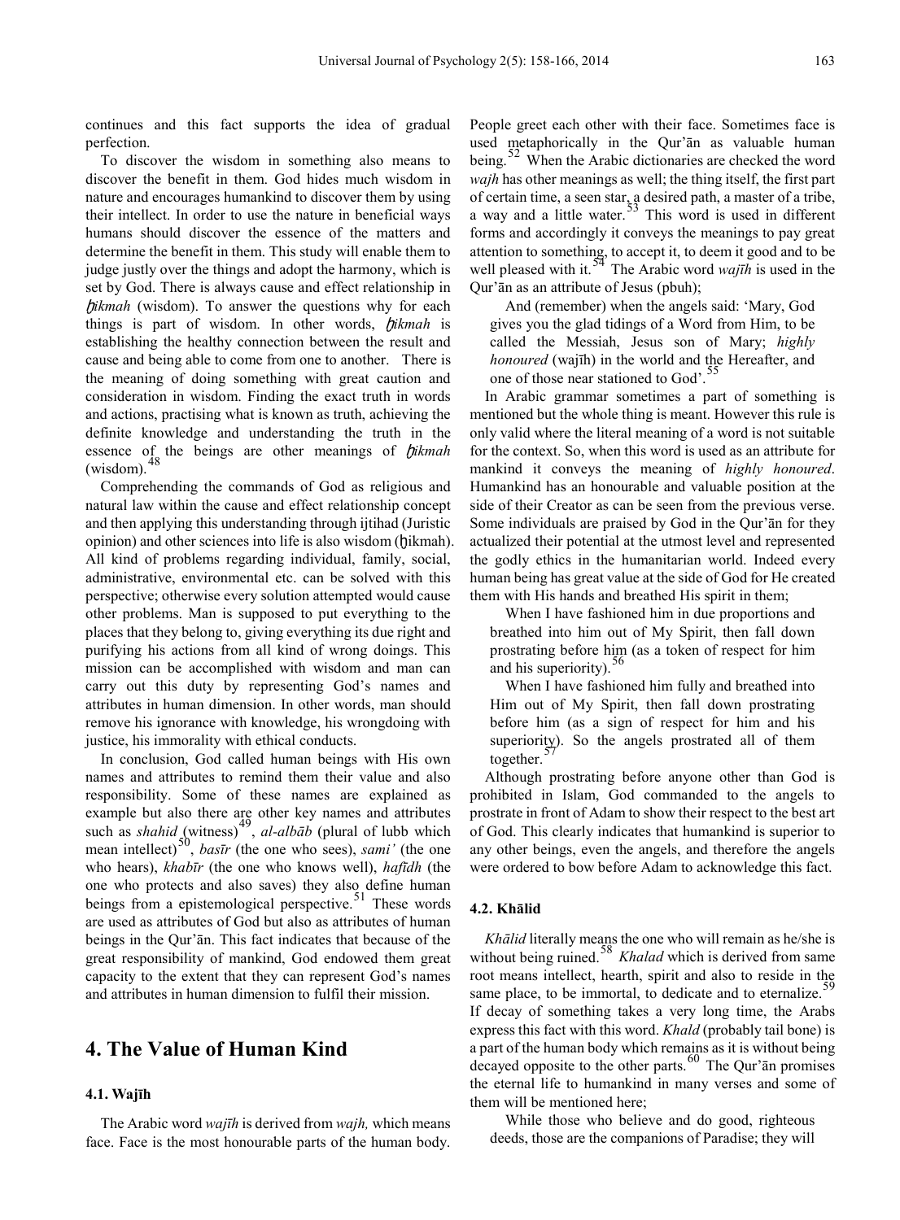continues and this fact supports the idea of gradual perfection.

To discover the wisdom in something also means to discover the benefit in them. God hides much wisdom in nature and encourages humankind to discover them by using their intellect. In order to use the nature in beneficial ways humans should discover the essence of the matters and determine the benefit in them. This study will enable them to judge justly over the things and adopt the harmony, which is set by God. There is always cause and effect relationship in *ḩikmah* (wisdom). To answer the questions why for each things is part of wisdom. In other words, *ḩikmah* is establishing the healthy connection between the result and cause and being able to come from one to another. There is the meaning of doing something with great caution and consideration in wisdom. Finding the exact truth in words and actions, practising what is known as truth, achieving the definite knowledge and understanding the truth in the essence of the beings are other meanings of *ḩikmah* (wisdom).[48]

Comprehending the commands of God as religious and natural law within the cause and effect relationship concept and then applying this understanding through ijtihad (Juristic opinion) and other sciences into life is also wisdom (ḩikmah). All kind of problems regarding individual, family, social, administrative, environmental etc. can be solved with this perspective; otherwise every solution attempted would cause other problems. Man is supposed to put everything to the places that they belong to, giving everything its due right and purifying his actions from all kind of wrong doings. This mission can be accomplished with wisdom and man can carry out this duty by representing God's names and attributes in human dimension. In other words, man should remove his ignorance with knowledge, his wrongdoing with justice, his immorality with ethical conducts.

In conclusion, God called human beings with His own names and attributes to remind them their value and also responsibility. Some of these names are explained as example but also there are other key names and attributes such as *shahid* (witness)[49], *al-albāb* (plural of lubb which mean intellect)[50], *basīr* (the one who sees), *sami'* (the one who hears), *khabīr* (the one who knows well), *hafīdh* (the one who protects and also saves) they also define human beings from a epistemological perspective.[51] These words are used as attributes of God but also as attributes of human beings in the Qur'ān. This fact indicates that because of the great responsibility of mankind, God endowed them great capacity to the extent that they can represent God's names and attributes in human dimension to fulfil their mission.

## 4. The Value of Human Kind

### 4.1. Wajīh

The Arabic word *wajīh* is derived from *wajh,* which means face. Face is the most honourable parts of the human body. People greet each other with their face. Sometimes face is used metaphorically in the Qur'ān as valuable human being.[52] When the Arabic dictionaries are checked the word *wajh* has other meanings as well; the thing itself, the first part of certain time, a seen star, a desired path, a master of a tribe, a way and a little water.[53] This word is used in different forms and accordingly it conveys the meanings to pay great attention to something, to accept it, to deem it good and to be well pleased with it.[54] The Arabic word *wajīh* is used in the Qur'ān as an attribute of Jesus (pbuh);

> And (remember) when the angels said: 'Mary, God gives you the glad tidings of a Word from Him, to be called the Messiah, Jesus son of Mary; *highly honoured* (wajīh) in the world and the Hereafter, and one of those near stationed to God'.[55]

In Arabic grammar sometimes a part of something is mentioned but the whole thing is meant. However this rule is only valid where the literal meaning of a word is not suitable for the context. So, when this word is used as an attribute for mankind it conveys the meaning of *highly honoured*. Humankind has an honourable and valuable position at the side of their Creator as can be seen from the previous verse. Some individuals are praised by God in the Qur'ān for they actualized their potential at the utmost level and represented the godly ethics in the humanitarian world. Indeed every human being has great value at the side of God for He created them with His hands and breathed His spirit in them;

> When I have fashioned him in due proportions and breathed into him out of My Spirit, then fall down prostrating before him (as a token of respect for him and his superiority).[56]
>
> When I have fashioned him fully and breathed into Him out of My Spirit, then fall down prostrating before him (as a sign of respect for him and his superiority). So the angels prostrated all of them together.[57]

Although prostrating before anyone other than God is prohibited in Islam, God commanded to the angels to prostrate in front of Adam to show their respect to the best art of God. This clearly indicates that humankind is superior to any other beings, even the angels, and therefore the angels were ordered to bow before Adam to acknowledge this fact.

### 4.2. Khālid

*Khālid* literally means the one who will remain as he/she is without being ruined.[58] *Khalad* which is derived from same root means intellect, hearth, spirit and also to reside in the same place, to be immortal, to dedicate and to eternalize.[59] If decay of something takes a very long time, the Arabs express this fact with this word. *Khald* (probably tail bone) is a part of the human body which remains as it is without being decayed opposite to the other parts.[60] The Qur'ān promises the eternal life to humankind in many verses and some of them will be mentioned here;

> While those who believe and do good, righteous deeds, those are the companions of Paradise; they will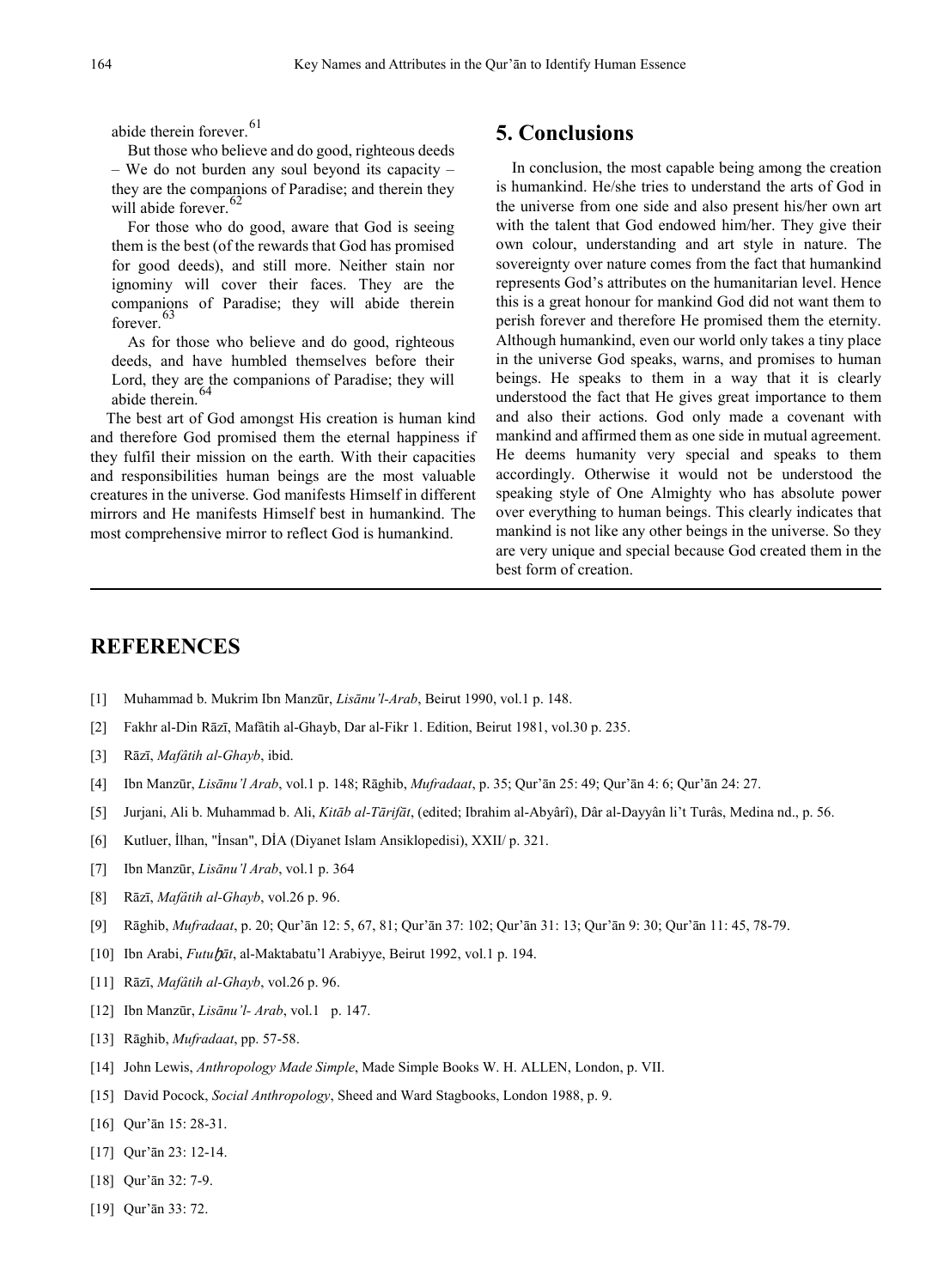abide therein forever.[61]

But those who believe and do good, righteous deeds – We do not burden any soul beyond its capacity – they are the companions of Paradise; and therein they will abide forever.[62]

For those who do good, aware that God is seeing them is the best (of the rewards that God has promised for good deeds), and still more. Neither stain nor ignominy will cover their faces. They are the companions of Paradise; they will abide therein forever.[63]

As for those who believe and do good, righteous deeds, and have humbled themselves before their Lord, they are the companions of Paradise; they will abide therein.[64]

The best art of God amongst His creation is human kind and therefore God promised them the eternal happiness if they fulfil their mission on the earth. With their capacities and responsibilities human beings are the most valuable creatures in the universe. God manifests Himself in different mirrors and He manifests Himself best in humankind. The most comprehensive mirror to reflect God is humankind.

## 5. Conclusions

In conclusion, the most capable being among the creation is humankind. He/she tries to understand the arts of God in the universe from one side and also present his/her own art with the talent that God endowed him/her. They give their own colour, understanding and art style in nature. The sovereignty over nature comes from the fact that humankind represents God's attributes on the humanitarian level. Hence this is a great honour for mankind God did not want them to perish forever and therefore He promised them the eternity. Although humankind, even our world only takes a tiny place in the universe God speaks, warns, and promises to human beings. He speaks to them in a way that it is clearly understood the fact that He gives great importance to them and also their actions. God only made a covenant with mankind and affirmed them as one side in mutual agreement. He deems humanity very special and speaks to them accordingly. Otherwise it would not be understood the speaking style of One Almighty who has absolute power over everything to human beings. This clearly indicates that mankind is not like any other beings in the universe. So they are very unique and special because God created them in the best form of creation.

## REFERENCES

[1] Muhammad b. Mukrim Ibn Manzūr, *Lisānu'l-Arab*, Beirut 1990, vol.1 p. 148.

[2] Fakhr al-Din Rāzī, Mafâtih al-Ghayb, Dar al-Fikr 1. Edition, Beirut 1981, vol.30 p. 235.

[3] Rāzī, *Mafâtih al-Ghayb*, ibid.

[4] Ibn Manzūr, *Lisānu'l Arab*, vol.1 p. 148; Rāghib, *Mufradaat*, p. 35; Qur'ān 25: 49; Qur'ān 4: 6; Qur'ān 24: 27.

[5] Jurjani, Ali b. Muhammad b. Ali, *Kitāb al-Tārifāt*, (edited; Ibrahim al-Abyârî), Dâr al-Dayyân li't Turâs, Medina nd., p. 56.

[6] Kutluer, İlhan, "İnsan", DİA (Diyanet Islam Ansiklopedisi), XXII/ p. 321.

[7] Ibn Manzūr, *Lisānu'l Arab*, vol.1 p. 364

[8] Rāzī, *Mafâtih al-Ghayb*, vol.26 p. 96.

[9] Rāghib, *Mufradaat*, p. 20; Qur'ān 12: 5, 67, 81; Qur'ān 37: 102; Qur'ān 31: 13; Qur'ān 9: 30; Qur'ān 11: 45, 78-79.

[10] Ibn Arabi, *Futuḫāt*, al-Maktabatu'l Arabiyye, Beirut 1992, vol.1 p. 194.

[11] Rāzī, *Mafâtih al-Ghayb*, vol.26 p. 96.

[12] Ibn Manzūr, *Lisānu'l- Arab*, vol.1 p. 147.

[13] Rāghib, *Mufradaat*, pp. 57-58.

[14] John Lewis, *Anthropology Made Simple*, Made Simple Books W. H. ALLEN, London, p. VII.

[15] David Pocock, *Social Anthropology*, Sheed and Ward Stagbooks, London 1988, p. 9.

[16] Qur'ān 15: 28-31.

[17] Qur'ān 23: 12-14.

[18] Qur'ān 32: 7-9.

[19] Qur'ān 33: 72.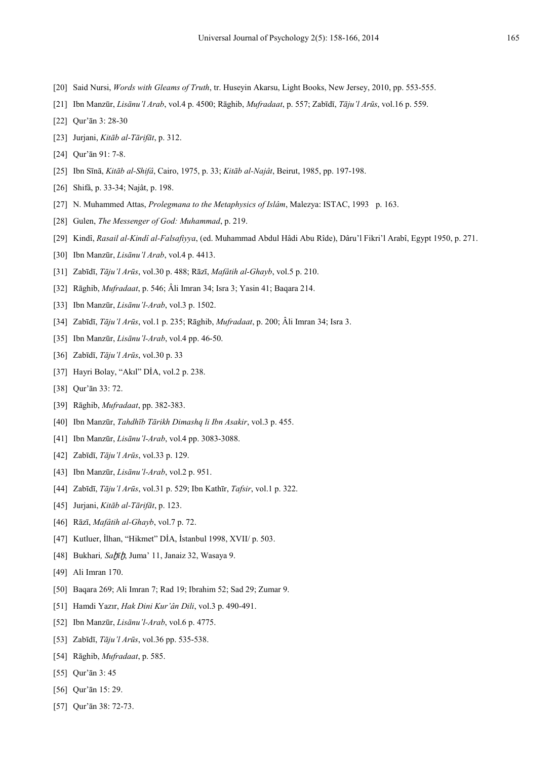[20] Said Nursi, *Words with Gleams of Truth*, tr. Huseyin Akarsu, Light Books, New Jersey, 2010, pp. 553-555.

[21] Ibn Manzūr, *Lisānu'l Arab*, vol.4 p. 4500; Rāghib, *Mufradaat*, p. 557; Zabīdī, *Tāju'l Arūs*, vol.16 p. 559.

[22] Qur'ān 3: 28-30

[23] Jurjani, *Kitāb al-Tārifāt*, p. 312.

[24] Qur'ān 91: 7-8.

[25] Ibn Sīnā, *Kitāb al-Shifâ*, Cairo, 1975, p. 33; *Kitāb al-Najât*, Beirut, 1985, pp. 197-198.

[26] Shifâ, p. 33-34; Najât, p. 198.

[27] N. Muhammed Attas, *Prolegmana to the Metaphysics of Islâm*, Malezya: ISTAC, 1993 p. 163.

[28] Gulen, *The Messenger of God: Muhammad*, p. 219.

[29] Kindî, *Rasail al-Kindî al-Falsafiyya*, (ed. Muhammad Abdul Hâdi Abu Rîde), Dâru'l Fikri'l Arabî, Egypt 1950, p. 271.

[30] Ibn Manzūr, *Lisānu'l Arab*, vol.4 p. 4413.

[31] Zabīdī, *Tāju'l Arūs*, vol.30 p. 488; Rāzī, *Mafâtih al-Ghayb*, vol.5 p. 210.

[32] Rāghib, *Mufradaat*, p. 546; Âli Imran 34; Isra 3; Yasin 41; Baqara 214.

[33] Ibn Manzūr, *Lisānu'l-Arab*, vol.3 p. 1502.

[34] Zabīdī, *Tāju'l Arūs*, vol.1 p. 235; Rāghib, *Mufradaat*, p. 200; Âli Imran 34; Isra 3.

[35] Ibn Manzūr, *Lisānu'l-Arab*, vol.4 pp. 46-50.

[36] Zabīdī, *Tāju'l Arūs*, vol.30 p. 33

[37] Hayri Bolay, "Akıl" DİA, vol.2 p. 238.

[38] Qur'ān 33: 72.

[39] Rāghib, *Mufradaat*, pp. 382-383.

[40] Ibn Manzūr, *Tahdhīb Tārikh Dimashq li Ibn Asakir*, vol.3 p. 455.

[41] Ibn Manzūr, *Lisānu'l-Arab*, vol.4 pp. 3083-3088.

[42] Zabīdī, *Tāju'l Arūs*, vol.33 p. 129.

[43] Ibn Manzūr, *Lisānu'l-Arab*, vol.2 p. 951.

[44] Zabīdī, *Tāju'l Arūs*, vol.31 p. 529; Ibn Kathīr, *Tafsir*, vol.1 p. 322.

[45] Jurjani, *Kitāb al-Tārifāt*, p. 123.

[46] Rāzī, *Mafâtih al-Ghayb*, vol.7 p. 72.

[47] Kutluer, İlhan, "Hikmet" DİA, İstanbul 1998, XVII/ p. 503.

[48] Bukhari, *Saḥīḥ*, Juma' 11, Janaiz 32, Wasaya 9.

[49] Ali Imran 170.

[50] Baqara 269; Ali Imran 7; Rad 19; Ibrahim 52; Sad 29; Zumar 9.

[51] Hamdi Yazır, *Hak Dini Kur'ân Dili*, vol.3 p. 490-491.

[52] Ibn Manzūr, *Lisānu'l-Arab*, vol.6 p. 4775.

[53] Zabīdī, *Tāju'l Arūs*, vol.36 pp. 535-538.

[54] Rāghib, *Mufradaat*, p. 585.

[55] Qur'ān 3: 45

[56] Qur'ān 15: 29.

[57] Qur'ān 38: 72-73.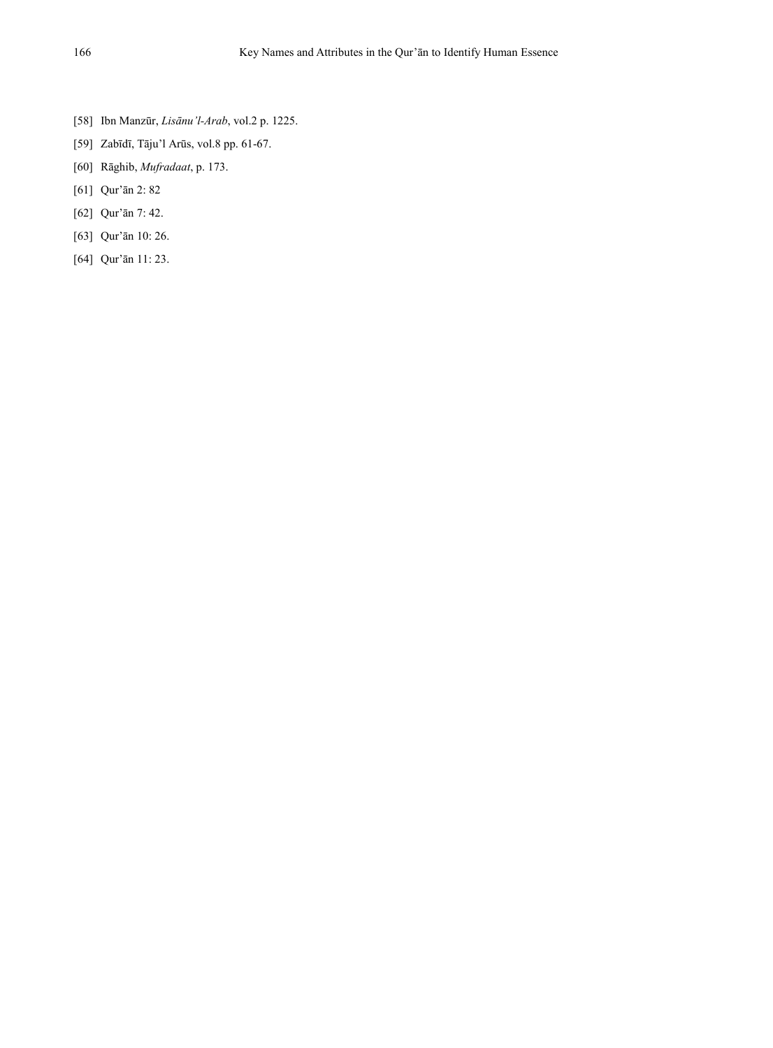[58] Ibn Manzūr, *Lisānu'l-Arab*, vol.2 p. 1225.

[59] Zabīdī, Tāju'l Arūs, vol.8 pp. 61-67.

[60] Rāghib, *Mufradaat*, p. 173.

[61] Qur'ān 2: 82

[62] Qur'ān 7: 42.

[63] Qur'ān 10: 26.

[64] Qur'ān 11: 23.